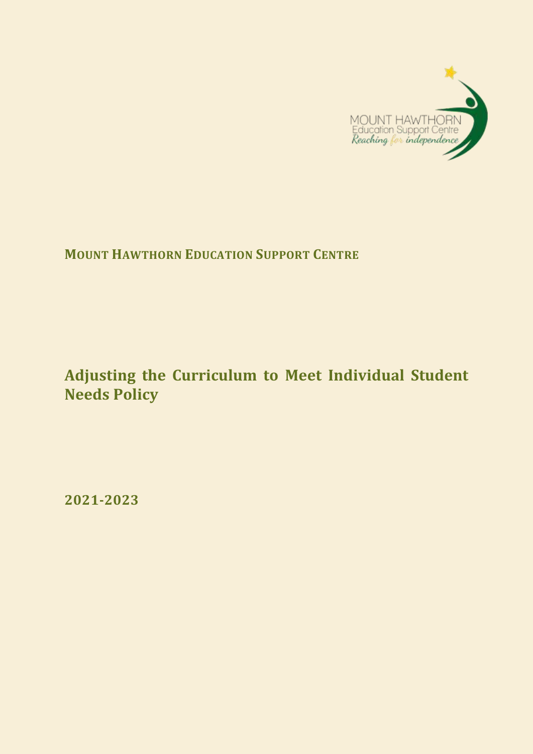MOUNT HAWTHORN
Education Support Centre
*Reaching for independence*

**MOUNT HAWTHORN EDUCATION SUPPORT CENTRE**

# Adjusting the Curriculum to Meet Individual Student Needs Policy

**2021-2023**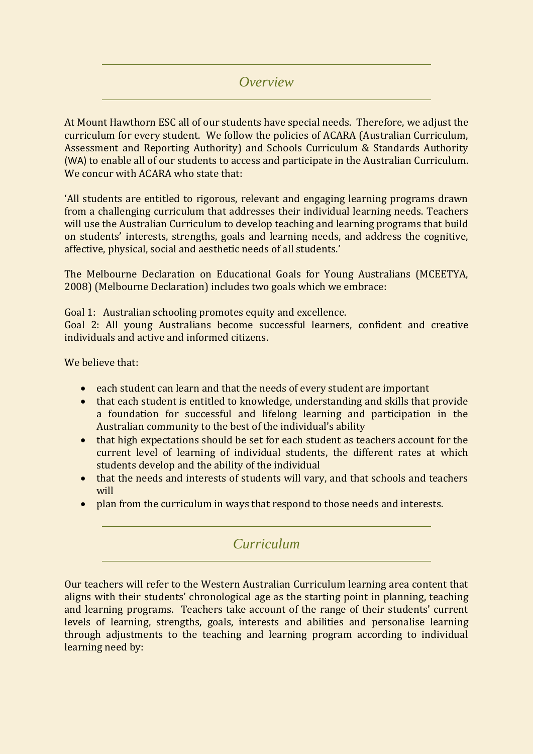## *Overview*

At Mount Hawthorn ESC all of our students have special needs. Therefore, we adjust the curriculum for every student. We follow the policies of ACARA (Australian Curriculum, Assessment and Reporting Authority) and Schools Curriculum & Standards Authority (WA) to enable all of our students to access and participate in the Australian Curriculum. We concur with ACARA who state that:

'All students are entitled to rigorous, relevant and engaging learning programs drawn from a challenging curriculum that addresses their individual learning needs. Teachers will use the Australian Curriculum to develop teaching and learning programs that build on students' interests, strengths, goals and learning needs, and address the cognitive, affective, physical, social and aesthetic needs of all students.'

The Melbourne Declaration on Educational Goals for Young Australians (MCEETYA, 2008) (Melbourne Declaration) includes two goals which we embrace:

Goal 1: Australian schooling promotes equity and excellence.
Goal 2: All young Australians become successful learners, confident and creative individuals and active and informed citizens.

We believe that:

- each student can learn and that the needs of every student are important
- that each student is entitled to knowledge, understanding and skills that provide a foundation for successful and lifelong learning and participation in the Australian community to the best of the individual's ability
- that high expectations should be set for each student as teachers account for the current level of learning of individual students, the different rates at which students develop and the ability of the individual
- that the needs and interests of students will vary, and that schools and teachers will
- plan from the curriculum in ways that respond to those needs and interests.

## *Curriculum*

Our teachers will refer to the Western Australian Curriculum learning area content that aligns with their students' chronological age as the starting point in planning, teaching and learning programs. Teachers take account of the range of their students' current levels of learning, strengths, goals, interests and abilities and personalise learning through adjustments to the teaching and learning program according to individual learning need by: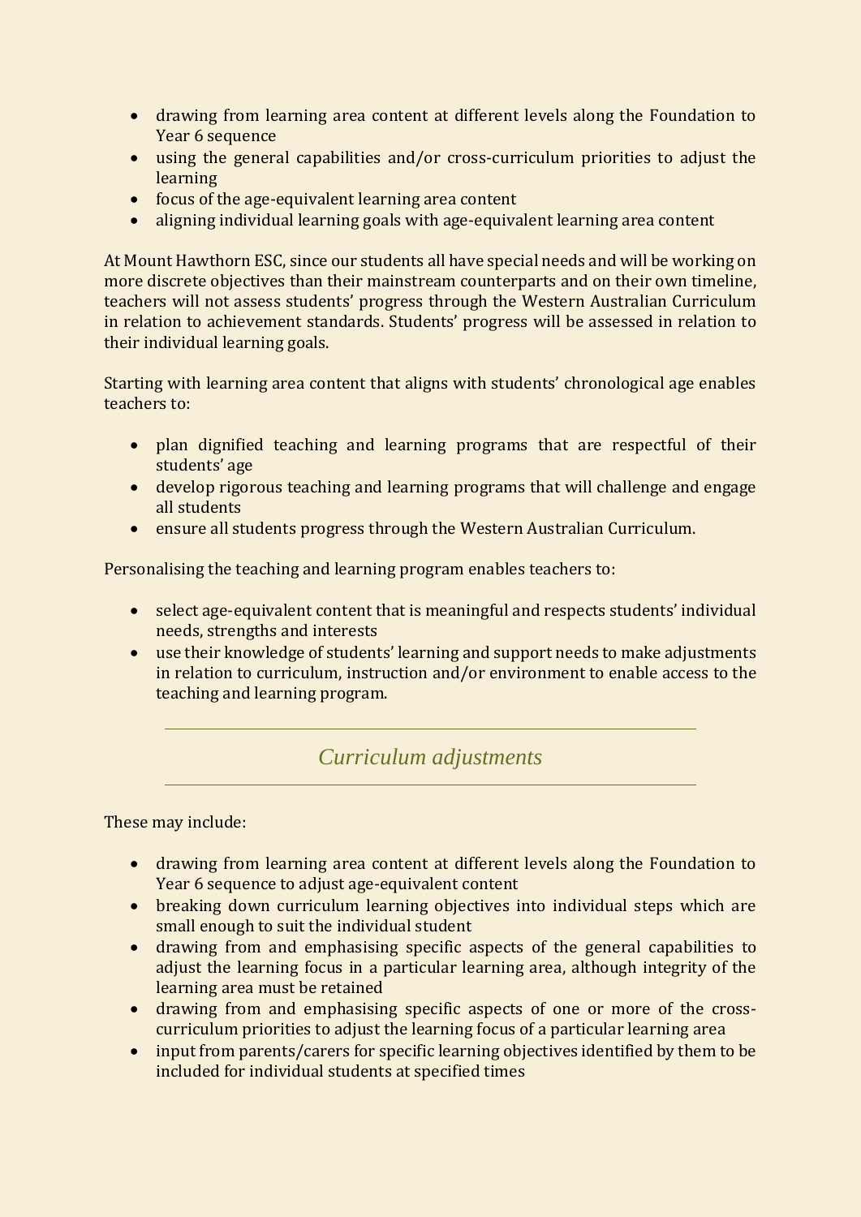- drawing from learning area content at different levels along the Foundation to Year 6 sequence
- using the general capabilities and/or cross-curriculum priorities to adjust the learning
- focus of the age-equivalent learning area content
- aligning individual learning goals with age-equivalent learning area content

At Mount Hawthorn ESC, since our students all have special needs and will be working on more discrete objectives than their mainstream counterparts and on their own timeline, teachers will not assess students' progress through the Western Australian Curriculum in relation to achievement standards. Students' progress will be assessed in relation to their individual learning goals.

Starting with learning area content that aligns with students' chronological age enables teachers to:

- plan dignified teaching and learning programs that are respectful of their students' age
- develop rigorous teaching and learning programs that will challenge and engage all students
- ensure all students progress through the Western Australian Curriculum.

Personalising the teaching and learning program enables teachers to:

- select age-equivalent content that is meaningful and respects students' individual needs, strengths and interests
- use their knowledge of students' learning and support needs to make adjustments in relation to curriculum, instruction and/or environment to enable access to the teaching and learning program.

## *Curriculum adjustments*

These may include:

- drawing from learning area content at different levels along the Foundation to Year 6 sequence to adjust age-equivalent content
- breaking down curriculum learning objectives into individual steps which are small enough to suit the individual student
- drawing from and emphasising specific aspects of the general capabilities to adjust the learning focus in a particular learning area, although integrity of the learning area must be retained
- drawing from and emphasising specific aspects of one or more of the cross-curriculum priorities to adjust the learning focus of a particular learning area
- input from parents/carers for specific learning objectives identified by them to be included for individual students at specified times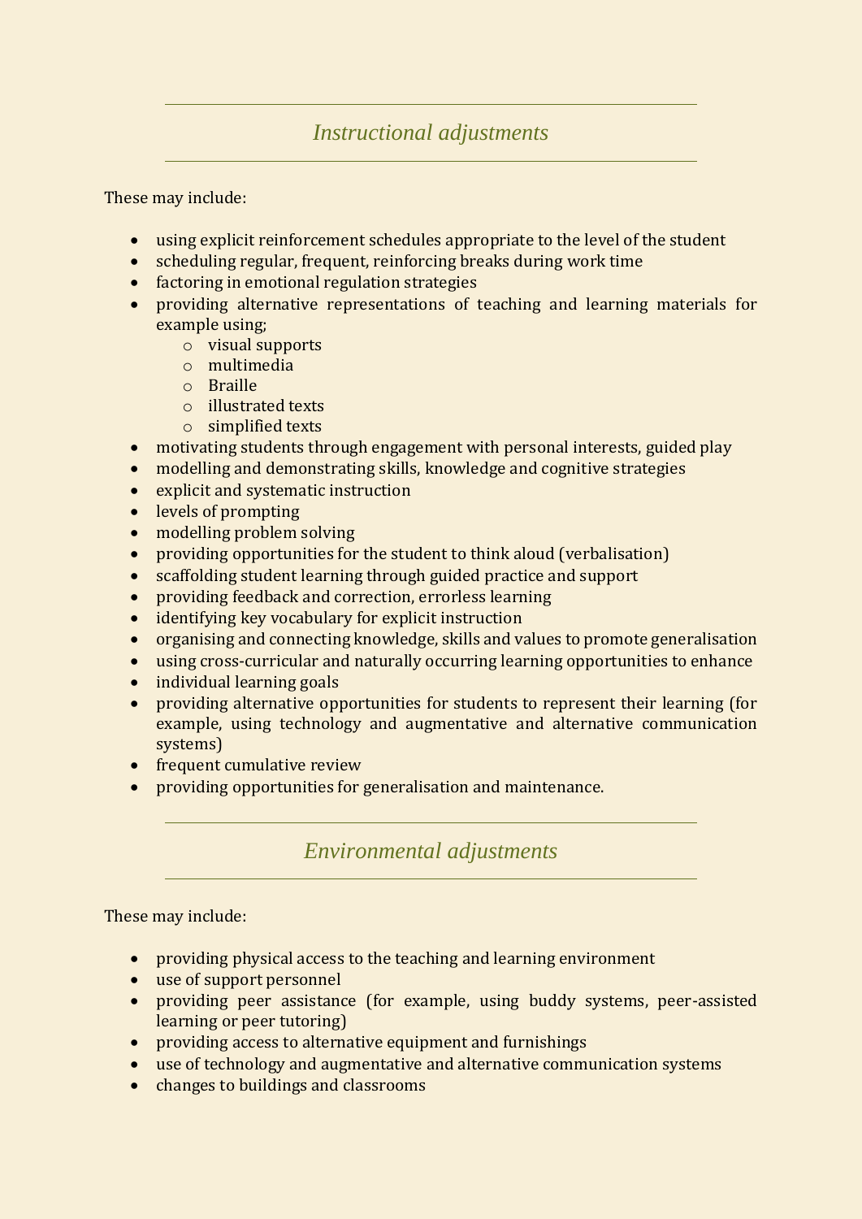## *Instructional adjustments*

These may include:

- using explicit reinforcement schedules appropriate to the level of the student
- scheduling regular, frequent, reinforcing breaks during work time
- factoring in emotional regulation strategies
- providing alternative representations of teaching and learning materials for example using;
  - visual supports
  - multimedia
  - Braille
  - illustrated texts
  - simplified texts
- motivating students through engagement with personal interests, guided play
- modelling and demonstrating skills, knowledge and cognitive strategies
- explicit and systematic instruction
- levels of prompting
- modelling problem solving
- providing opportunities for the student to think aloud (verbalisation)
- scaffolding student learning through guided practice and support
- providing feedback and correction, errorless learning
- identifying key vocabulary for explicit instruction
- organising and connecting knowledge, skills and values to promote generalisation
- using cross-curricular and naturally occurring learning opportunities to enhance
- individual learning goals
- providing alternative opportunities for students to represent their learning (for example, using technology and augmentative and alternative communication systems)
- frequent cumulative review
- providing opportunities for generalisation and maintenance.

## *Environmental adjustments*

These may include:

- providing physical access to the teaching and learning environment
- use of support personnel
- providing peer assistance (for example, using buddy systems, peer-assisted learning or peer tutoring)
- providing access to alternative equipment and furnishings
- use of technology and augmentative and alternative communication systems
- changes to buildings and classrooms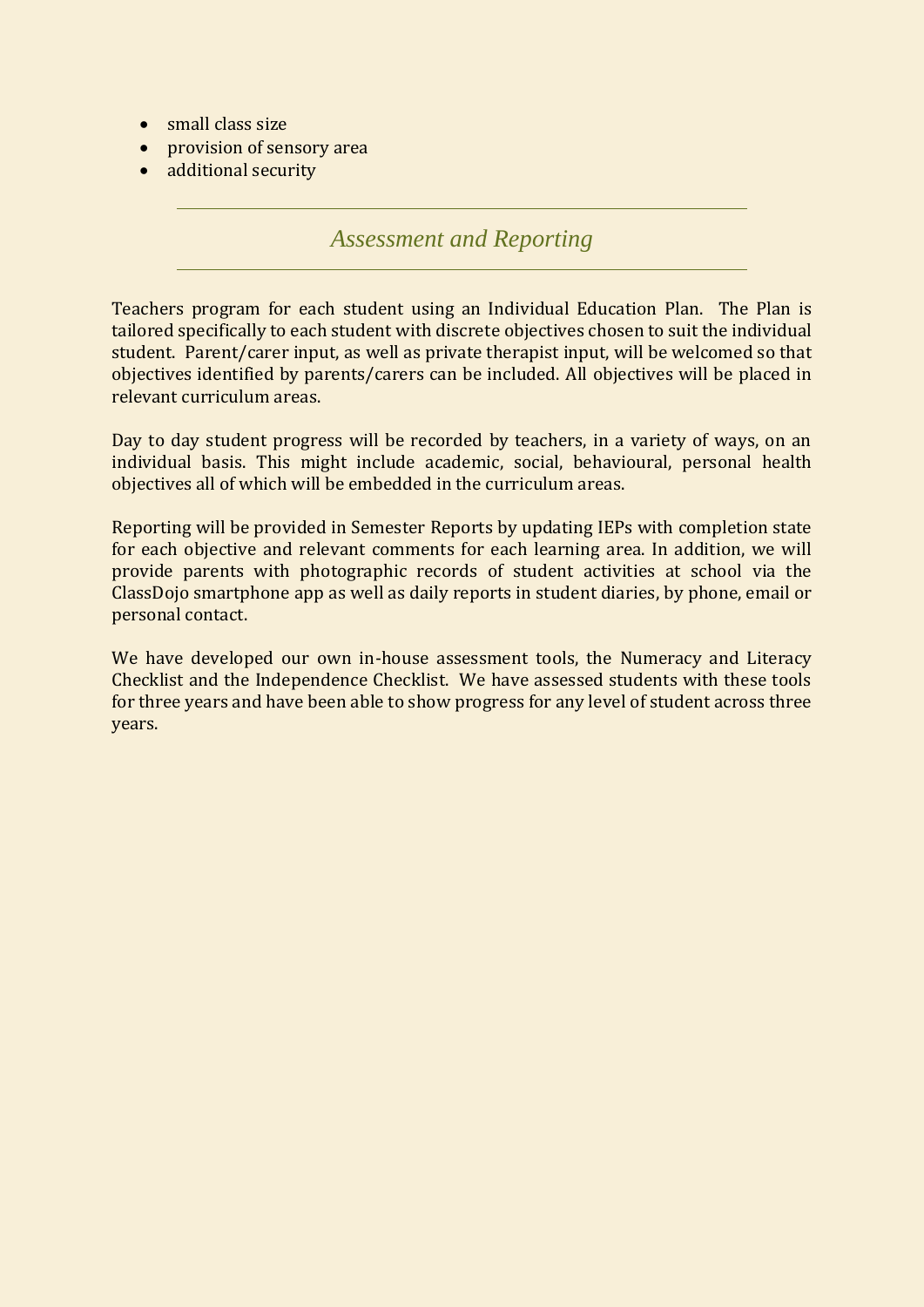- small class size
- provision of sensory area
- additional security

## *Assessment and Reporting*

Teachers program for each student using an Individual Education Plan. The Plan is tailored specifically to each student with discrete objectives chosen to suit the individual student. Parent/carer input, as well as private therapist input, will be welcomed so that objectives identified by parents/carers can be included. All objectives will be placed in relevant curriculum areas.

Day to day student progress will be recorded by teachers, in a variety of ways, on an individual basis. This might include academic, social, behavioural, personal health objectives all of which will be embedded in the curriculum areas.

Reporting will be provided in Semester Reports by updating IEPs with completion state for each objective and relevant comments for each learning area. In addition, we will provide parents with photographic records of student activities at school via the ClassDojo smartphone app as well as daily reports in student diaries, by phone, email or personal contact.

We have developed our own in-house assessment tools, the Numeracy and Literacy Checklist and the Independence Checklist. We have assessed students with these tools for three years and have been able to show progress for any level of student across three years.